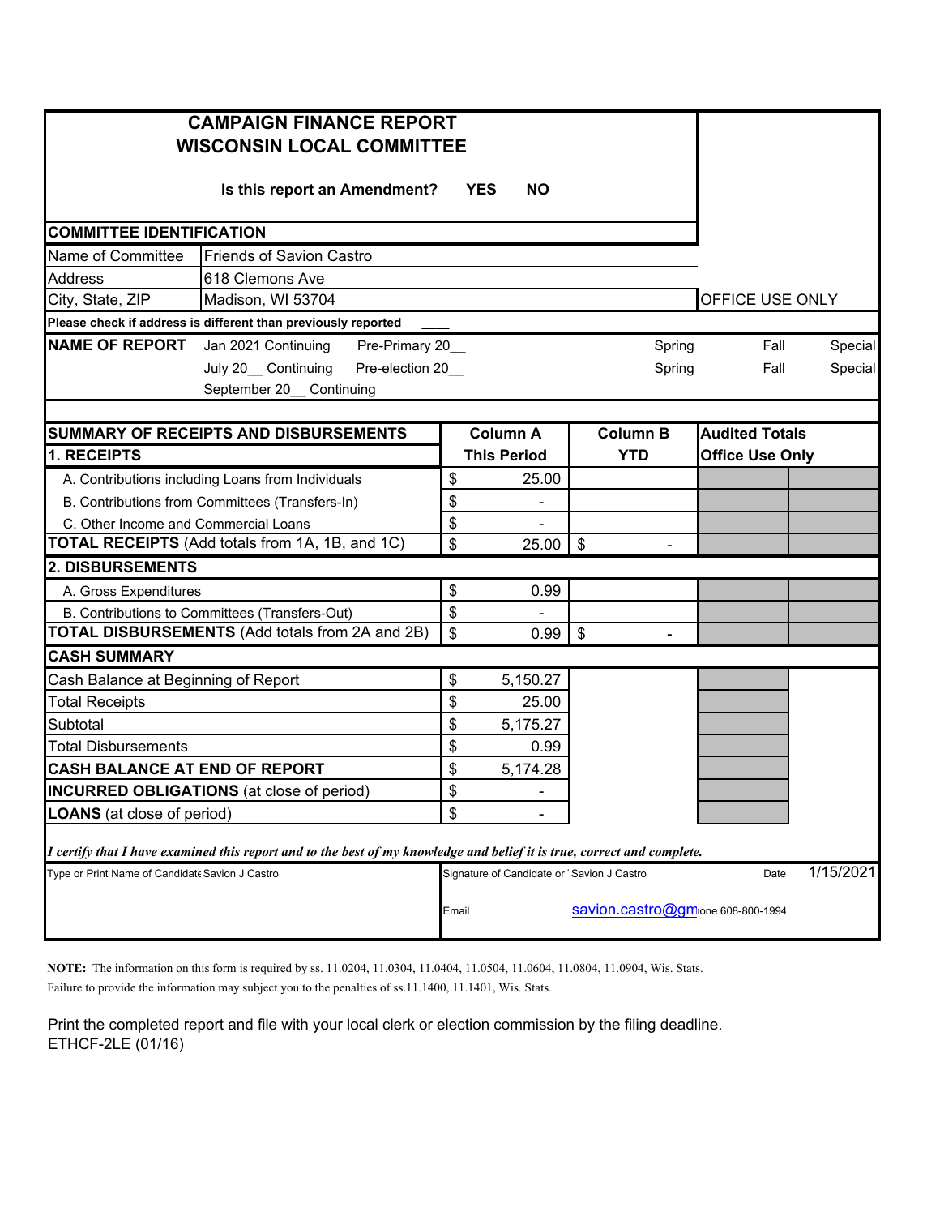# CAMPAIGN FINANCE REPORT
# WISCONSIN LOCAL COMMITTEE

**Is this report an Amendment? YES NO**

**COMMITTEE IDENTIFICATION**

| | |
|---|---|
| Name of Committee | Friends of Savion Castro |
| Address | 618 Clemons Ave |
| City, State, ZIP | Madison, WI 53704 |

OFFICE USE ONLY

**Please check if address is different than previously reported** ____

**NAME OF REPORT**

| | | | | |
|---|---|---|---|---|
| Jan 2021 Continuing | Pre-Primary 20__ | Spring | Fall | Special |
| July 20__ Continuing | Pre-election 20__ | Spring | Fall | Special |
| September 20__ Continuing | | | | |

| SUMMARY OF RECEIPTS AND DISBURSEMENTS | Column A | Column B | Audited Totals | |
|---|---|---|---|---|
| **1. RECEIPTS** | **This Period** | **YTD** | **Office Use Only** | |
| A. Contributions including Loans from Individuals | $ 25.00 | | | |
| B. Contributions from Committees (Transfers-In) | $ - | | | |
| C. Other Income and Commercial Loans | $ - | | | |
| **TOTAL RECEIPTS** (Add totals from 1A, 1B, and 1C) | $ 25.00 | $ - | | |
| **2. DISBURSEMENTS** | | | | |
| A. Gross Expenditures | $ 0.99 | | | |
| B. Contributions to Committees (Transfers-Out) | $ - | | | |
| **TOTAL DISBURSEMENTS** (Add totals from 2A and 2B) | $ 0.99 | $ - | | |
| **CASH SUMMARY** | | | | |
| Cash Balance at Beginning of Report | $ 5,150.27 | | | |
| Total Receipts | $ 25.00 | | | |
| Subtotal | $ 5,175.27 | | | |
| Total Disbursements | $ 0.99 | | | |
| **CASH BALANCE AT END OF REPORT** | $ 5,174.28 | | | |
| **INCURRED OBLIGATIONS** (at close of period) | $ - | | | |
| **LOANS** (at close of period) | $ - | | | |

***I certify that I have examined this report and to the best of my knowledge and belief it is true, correct and complete.***

| | | |
|---|---|---|
| Type or Print Name of Candidate: Savion J Castro | Signature of Candidate or Treasurer: Savion J Castro | Date 1/15/2021 |
| | Email savion.castro@gm | Phone 608-800-1994 |

**NOTE:** The information on this form is required by ss. 11.0204, 11.0304, 11.0404, 11.0504, 11.0604, 11.0804, 11.0904, Wis. Stats. Failure to provide the information may subject you to the penalties of ss.11.1400, 11.1401, Wis. Stats.

Print the completed report and file with your local clerk or election commission by the filing deadline.
ETHCF-2LE (01/16)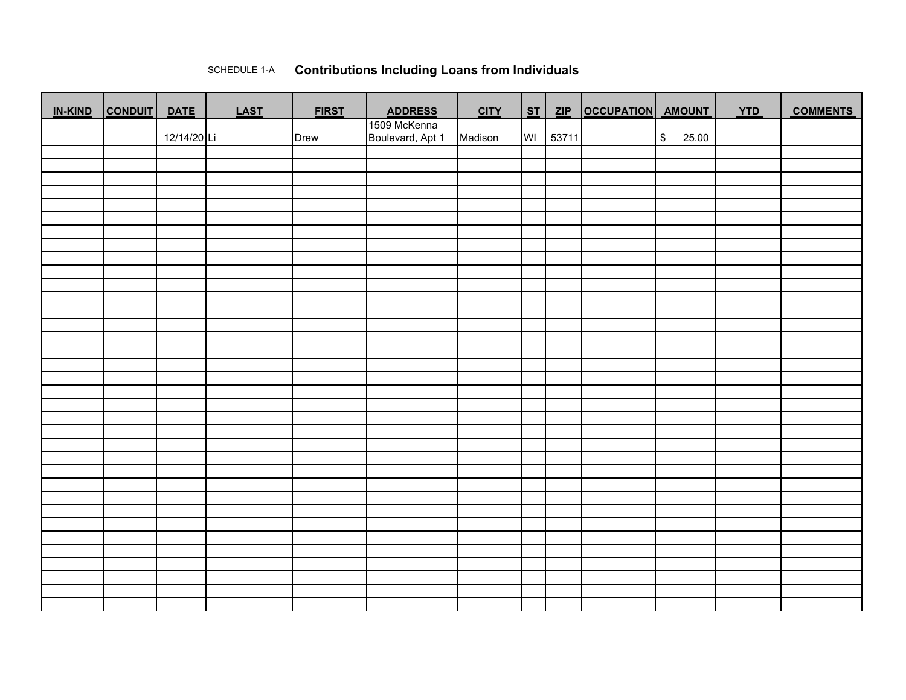SCHEDULE 1-A **Contributions Including Loans from Individuals**

| IN-KIND | CONDUIT | DATE | LAST | FIRST | ADDRESS | CITY | ST | ZIP | OCCUPATION | AMOUNT | YTD | COMMENTS |
|---|---|---|---|---|---|---|---|---|---|---|---|---|
| | | 12/14/20 | Li | Drew | 1509 McKenna Boulevard, Apt 1 | Madison | WI | 53711 | | $ 25.00 | | |
| | | | | | | | | | | | | |
| | | | | | | | | | | | | |
| | | | | | | | | | | | | |
| | | | | | | | | | | | | |
| | | | | | | | | | | | | |
| | | | | | | | | | | | | |
| | | | | | | | | | | | | |
| | | | | | | | | | | | | |
| | | | | | | | | | | | | |
| | | | | | | | | | | | | |
| | | | | | | | | | | | | |
| | | | | | | | | | | | | |
| | | | | | | | | | | | | |
| | | | | | | | | | | | | |
| | | | | | | | | | | | | |
| | | | | | | | | | | | | |
| | | | | | | | | | | | | |
| | | | | | | | | | | | | |
| | | | | | | | | | | | | |
| | | | | | | | | | | | | |
| | | | | | | | | | | | | |
| | | | | | | | | | | | | |
| | | | | | | | | | | | | |
| | | | | | | | | | | | | |
| | | | | | | | | | | | | |
| | | | | | | | | | | | | |
| | | | | | | | | | | | | |
| | | | | | | | | | | | | |
| | | | | | | | | | | | | |
| | | | | | | | | | | | | |
| | | | | | | | | | | | | |
| | | | | | | | | | | | | |
| | | | | | | | | | | | | |
| | | | | | | | | | | | | |
| | | | | | | | | | | | | |
| | | | | | | | | | | | | |
| | | | | | | | | | | | | |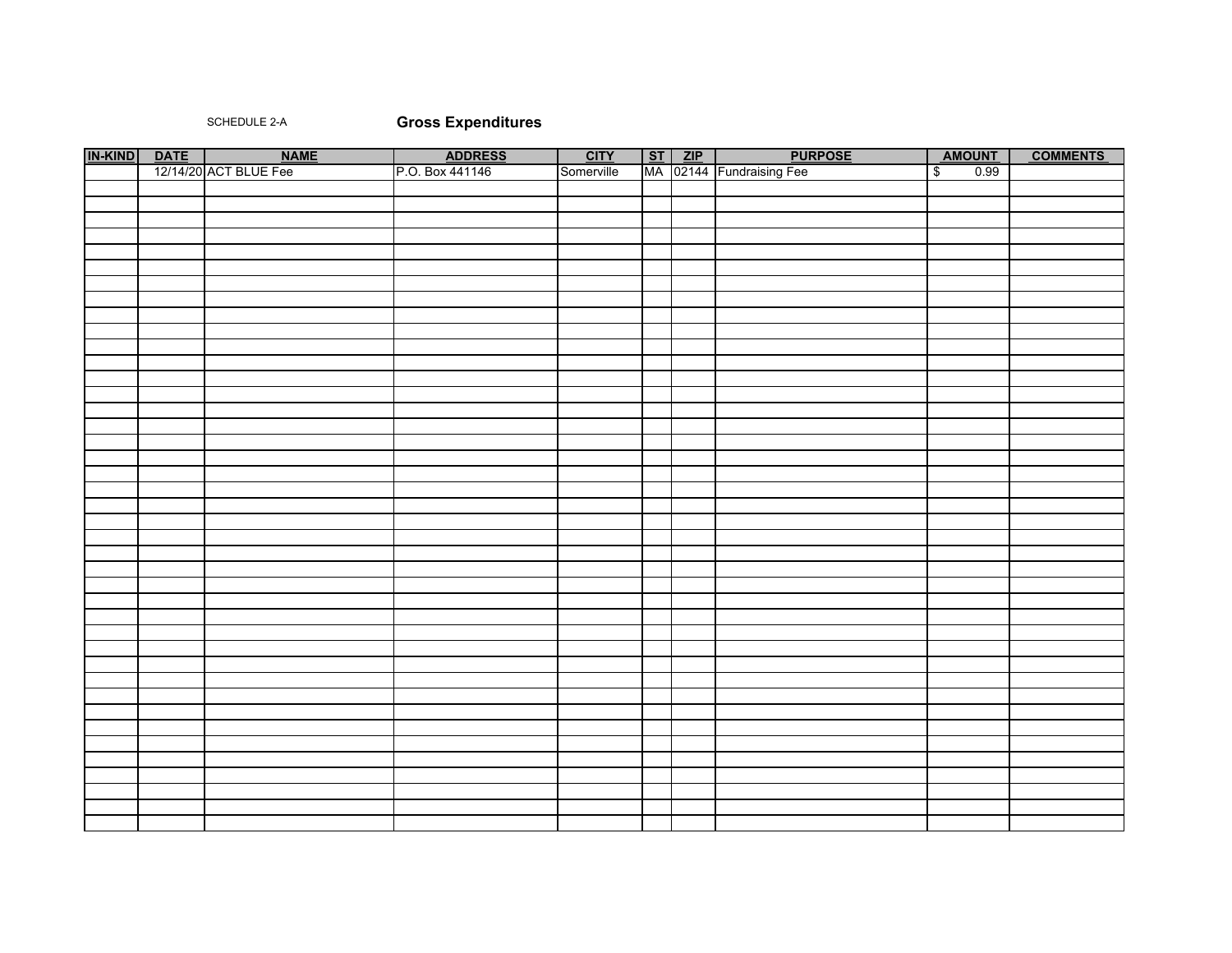SCHEDULE 2-A

## Gross Expenditures

| IN-KIND | DATE | NAME | ADDRESS | CITY | ST | ZIP | PURPOSE | AMOUNT | COMMENTS |
|---|---|---|---|---|---|---|---|---|---|
| | 12/14/20 | ACT BLUE Fee | P.O. Box 441146 | Somerville | MA | 02144 | Fundraising Fee | $ 0.99 | |
| | | | | | | | | | |
| | | | | | | | | | |
| | | | | | | | | | |
| | | | | | | | | | |
| | | | | | | | | | |
| | | | | | | | | | |
| | | | | | | | | | |
| | | | | | | | | | |
| | | | | | | | | | |
| | | | | | | | | | |
| | | | | | | | | | |
| | | | | | | | | | |
| | | | | | | | | | |
| | | | | | | | | | |
| | | | | | | | | | |
| | | | | | | | | | |
| | | | | | | | | | |
| | | | | | | | | | |
| | | | | | | | | | |
| | | | | | | | | | |
| | | | | | | | | | |
| | | | | | | | | | |
| | | | | | | | | | |
| | | | | | | | | | |
| | | | | | | | | | |
| | | | | | | | | | |
| | | | | | | | | | |
| | | | | | | | | | |
| | | | | | | | | | |
| | | | | | | | | | |
| | | | | | | | | | |
| | | | | | | | | | |
| | | | | | | | | | |
| | | | | | | | | | |
| | | | | | | | | | |
| | | | | | | | | | |
| | | | | | | | | | |
| | | | | | | | | | |
| | | | | | | | | | |
| | | | | | | | | | |
| | | | | | | | | | |